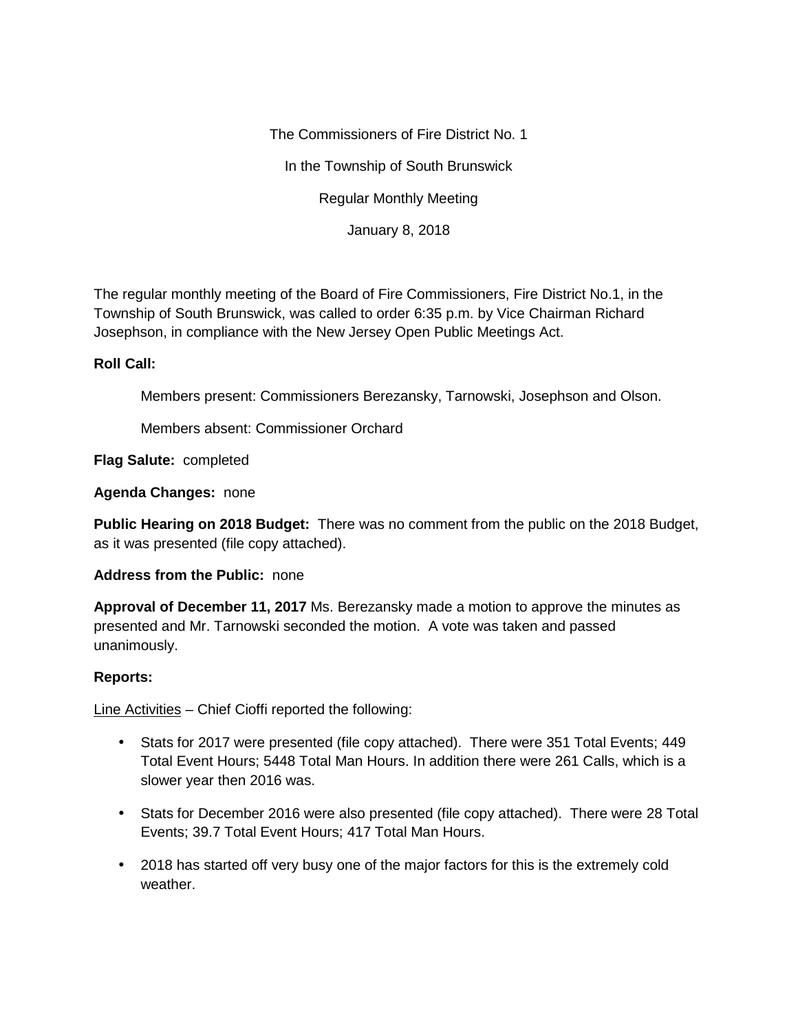The Commissioners of Fire District No. 1

In the Township of South Brunswick

Regular Monthly Meeting

January 8, 2018

The regular monthly meeting of the Board of Fire Commissioners, Fire District No.1, in the Township of South Brunswick, was called to order 6:35 p.m. by Vice Chairman Richard Josephson, in compliance with the New Jersey Open Public Meetings Act.

**Roll Call:**

Members present: Commissioners Berezansky, Tarnowski, Josephson and Olson.

Members absent: Commissioner Orchard

**Flag Salute:** completed

**Agenda Changes:** none

**Public Hearing on 2018 Budget:** There was no comment from the public on the 2018 Budget, as it was presented (file copy attached).

**Address from the Public:** none

**Approval of December 11, 2017** Ms. Berezansky made a motion to approve the minutes as presented and Mr. Tarnowski seconded the motion. A vote was taken and passed unanimously.

**Reports:**

Line Activities – Chief Cioffi reported the following:

- Stats for 2017 were presented (file copy attached). There were 351 Total Events; 449 Total Event Hours; 5448 Total Man Hours. In addition there were 261 Calls, which is a slower year then 2016 was.
- Stats for December 2016 were also presented (file copy attached). There were 28 Total Events; 39.7 Total Event Hours; 417 Total Man Hours.
- 2018 has started off very busy one of the major factors for this is the extremely cold weather.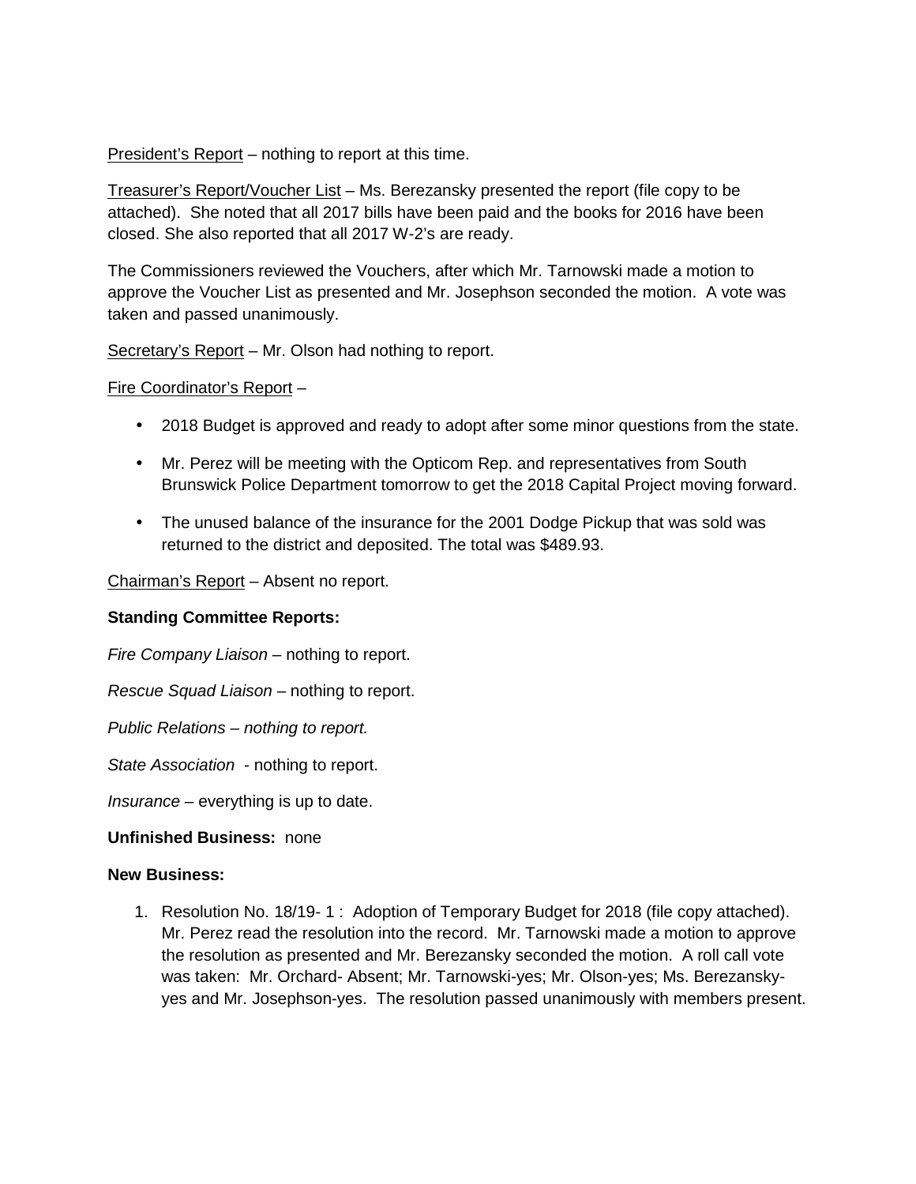<u>President's Report</u> – nothing to report at this time.

<u>Treasurer's Report/Voucher List</u> – Ms. Berezansky presented the report (file copy to be attached). She noted that all 2017 bills have been paid and the books for 2016 have been closed. She also reported that all 2017 W-2's are ready.

The Commissioners reviewed the Vouchers, after which Mr. Tarnowski made a motion to approve the Voucher List as presented and Mr. Josephson seconded the motion. A vote was taken and passed unanimously.

<u>Secretary's Report</u> – Mr. Olson had nothing to report.

<u>Fire Coordinator's Report</u> –

- 2018 Budget is approved and ready to adopt after some minor questions from the state.
- Mr. Perez will be meeting with the Opticom Rep. and representatives from South Brunswick Police Department tomorrow to get the 2018 Capital Project moving forward.
- The unused balance of the insurance for the 2001 Dodge Pickup that was sold was returned to the district and deposited. The total was $489.93.

<u>Chairman's Report</u> – Absent no report.

**Standing Committee Reports:**

*Fire Company Liaison* – nothing to report.

*Rescue Squad Liaison* – nothing to report.

*Public Relations – nothing to report.*

*State Association* - nothing to report.

*Insurance* – everything is up to date.

**Unfinished Business:** none

**New Business:**

1. Resolution No. 18/19- 1 : Adoption of Temporary Budget for 2018 (file copy attached). Mr. Perez read the resolution into the record. Mr. Tarnowski made a motion to approve the resolution as presented and Mr. Berezansky seconded the motion. A roll call vote was taken: Mr. Orchard- Absent; Mr. Tarnowski-yes; Mr. Olson-yes; Ms. Berezansky-yes and Mr. Josephson-yes. The resolution passed unanimously with members present.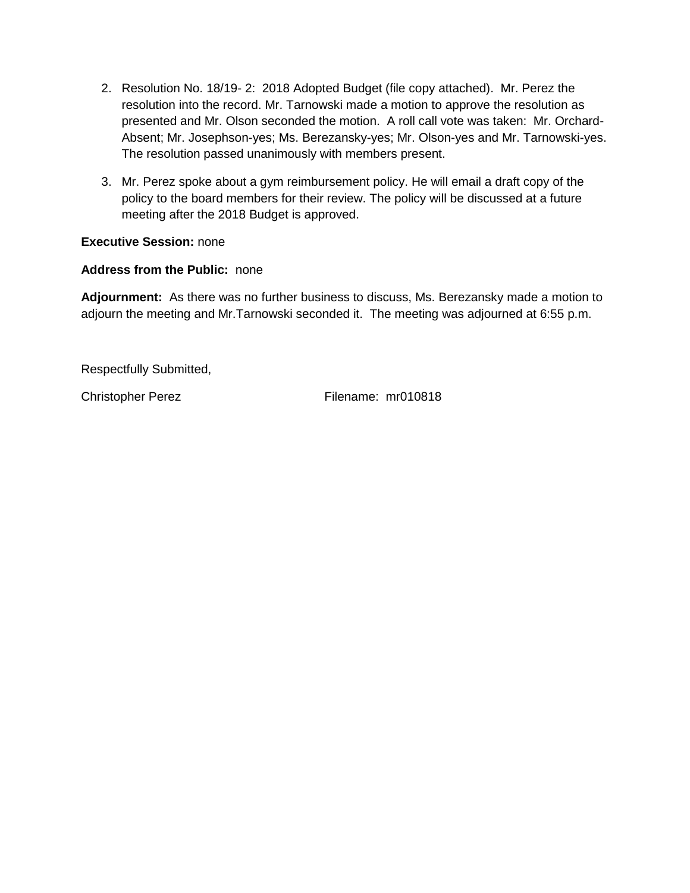2. Resolution No. 18/19- 2: 2018 Adopted Budget (file copy attached). Mr. Perez the resolution into the record. Mr. Tarnowski made a motion to approve the resolution as presented and Mr. Olson seconded the motion. A roll call vote was taken: Mr. Orchard-Absent; Mr. Josephson-yes; Ms. Berezansky-yes; Mr. Olson-yes and Mr. Tarnowski-yes. The resolution passed unanimously with members present.

3. Mr. Perez spoke about a gym reimbursement policy. He will email a draft copy of the policy to the board members for their review. The policy will be discussed at a future meeting after the 2018 Budget is approved.

**Executive Session:** none

**Address from the Public:** none

**Adjournment:** As there was no further business to discuss, Ms. Berezansky made a motion to adjourn the meeting and Mr.Tarnowski seconded it. The meeting was adjourned at 6:55 p.m.

Respectfully Submitted,

Christopher Perez

Filename: mr010818